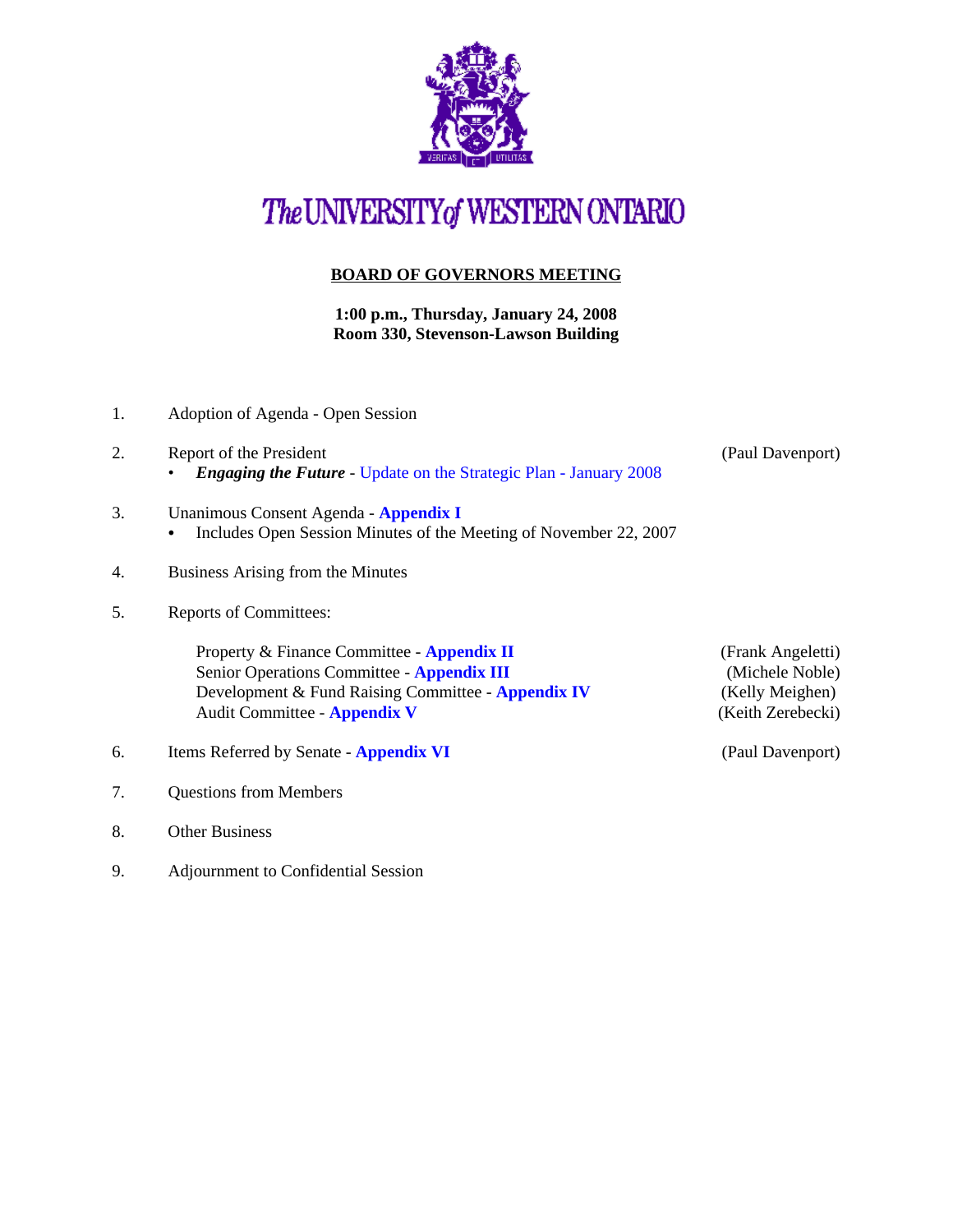# The UNIVERSITY of WESTERN ONTARIO

## BOARD OF GOVERNORS MEETING

**1:00 p.m., Thursday, January 24, 2008**
**Room 330, Stevenson-Lawson Building**

1. Adoption of Agenda - Open Session

2. Report of the President (Paul Davenport)
   - ***Engaging the Future*** - Update on the Strategic Plan - January 2008

3. Unanimous Consent Agenda - **Appendix I**
   - Includes Open Session Minutes of the Meeting of November 22, 2007

4. Business Arising from the Minutes

5. Reports of Committees:

   Property & Finance Committee - **Appendix II** (Frank Angeletti)
   Senior Operations Committee - **Appendix III** (Michele Noble)
   Development & Fund Raising Committee - **Appendix IV** (Kelly Meighen)
   Audit Committee - **Appendix V** (Keith Zerebecki)

6. Items Referred by Senate - **Appendix VI** (Paul Davenport)

7. Questions from Members

8. Other Business

9. Adjournment to Confidential Session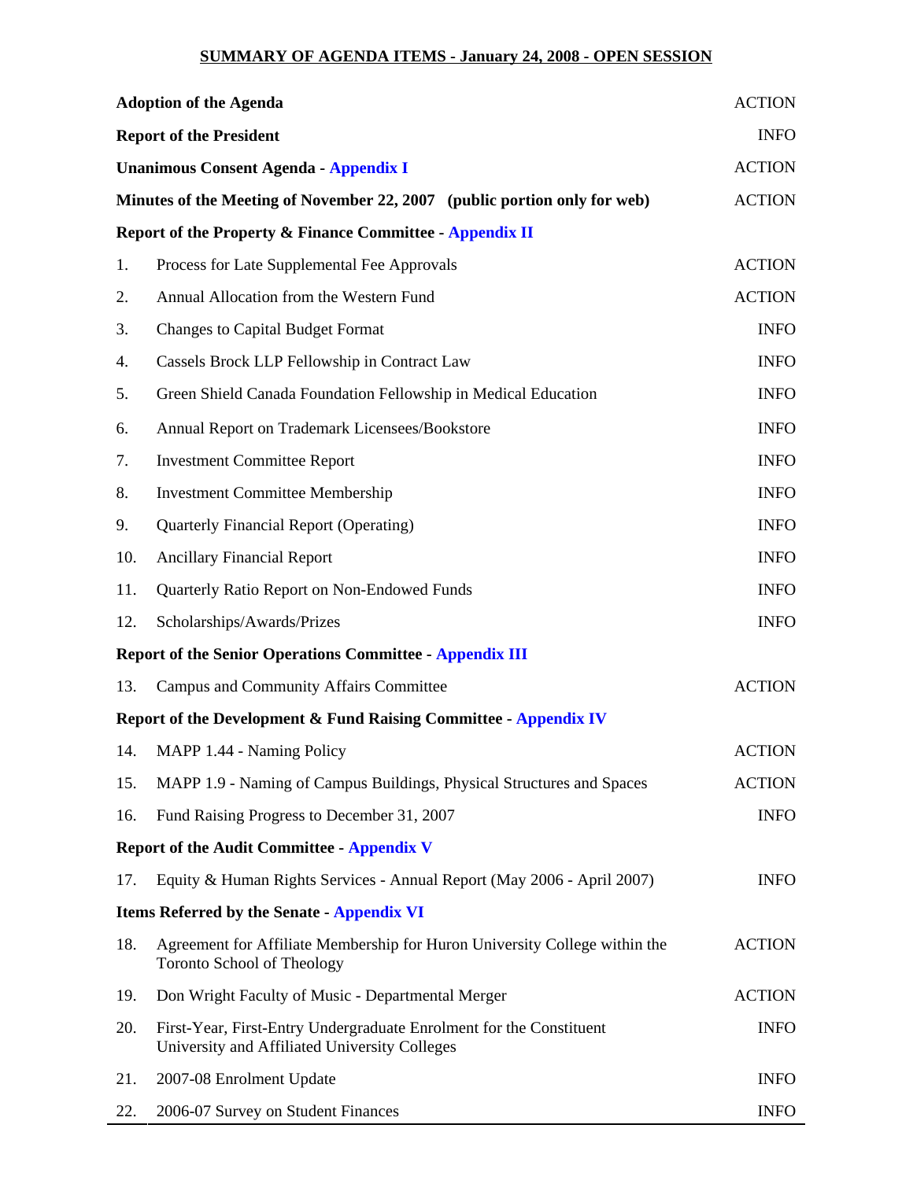## SUMMARY OF AGENDA ITEMS - January 24, 2008 - OPEN SESSION

| | | |
|---|---|---|
| **Adoption of the Agenda** | | ACTION |
| **Report of the President** | | INFO |
| **Unanimous Consent Agenda - Appendix I** | | ACTION |
| **Minutes of the Meeting of November 22, 2007 (public portion only for web)** | | ACTION |
| **Report of the Property & Finance Committee - Appendix II** | | |
| 1. | Process for Late Supplemental Fee Approvals | ACTION |
| 2. | Annual Allocation from the Western Fund | ACTION |
| 3. | Changes to Capital Budget Format | INFO |
| 4. | Cassels Brock LLP Fellowship in Contract Law | INFO |
| 5. | Green Shield Canada Foundation Fellowship in Medical Education | INFO |
| 6. | Annual Report on Trademark Licensees/Bookstore | INFO |
| 7. | Investment Committee Report | INFO |
| 8. | Investment Committee Membership | INFO |
| 9. | Quarterly Financial Report (Operating) | INFO |
| 10. | Ancillary Financial Report | INFO |
| 11. | Quarterly Ratio Report on Non-Endowed Funds | INFO |
| 12. | Scholarships/Awards/Prizes | INFO |
| **Report of the Senior Operations Committee - Appendix III** | | |
| 13. | Campus and Community Affairs Committee | ACTION |
| **Report of the Development & Fund Raising Committee - Appendix IV** | | |
| 14. | MAPP 1.44 - Naming Policy | ACTION |
| 15. | MAPP 1.9 - Naming of Campus Buildings, Physical Structures and Spaces | ACTION |
| 16. | Fund Raising Progress to December 31, 2007 | INFO |
| **Report of the Audit Committee - Appendix V** | | |
| 17. | Equity & Human Rights Services - Annual Report (May 2006 - April 2007) | INFO |
| **Items Referred by the Senate - Appendix VI** | | |
| 18. | Agreement for Affiliate Membership for Huron University College within the Toronto School of Theology | ACTION |
| 19. | Don Wright Faculty of Music - Departmental Merger | ACTION |
| 20. | First-Year, First-Entry Undergraduate Enrolment for the Constituent University and Affiliated University Colleges | INFO |
| 21. | 2007-08 Enrolment Update | INFO |
| 22. | 2006-07 Survey on Student Finances | INFO |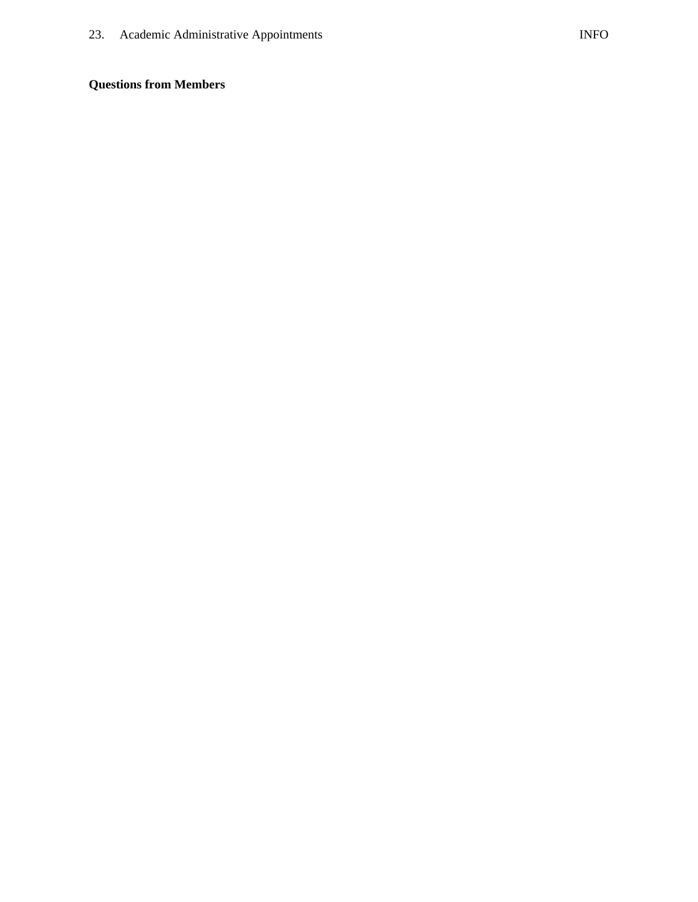23. Academic Administrative Appointments INFO

**Questions from Members**